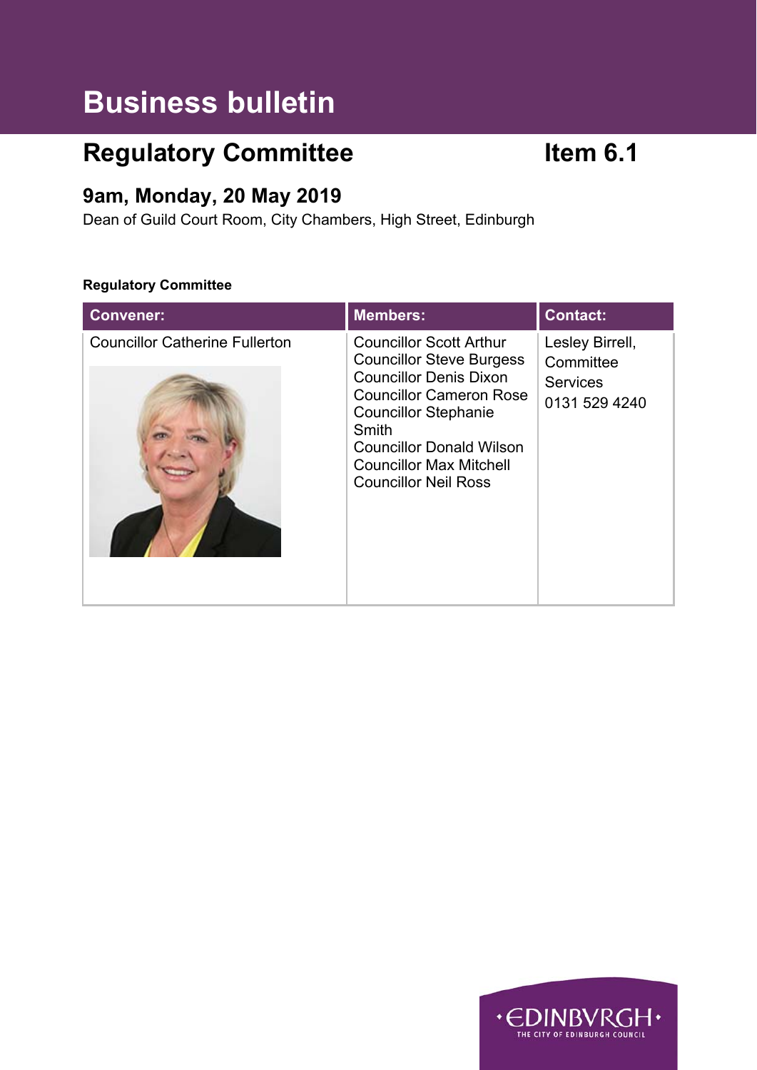# Business bulletin

## Regulatory Committee

## Item 6.1

### 9am, Monday, 20 May 2019

Dean of Guild Court Room, City Chambers, High Street, Edinburgh

**Regulatory Committee**

| Convener: | Members: | Contact: |
|---|---|---|
| Councillor Catherine Fullerton | Councillor Scott Arthur<br>Councillor Steve Burgess<br>Councillor Denis Dixon<br>Councillor Cameron Rose<br>Councillor Stephanie Smith<br>Councillor Donald Wilson<br>Councillor Max Mitchell<br>Councillor Neil Ross | Lesley Birrell, Committee Services<br>0131 529 4240 |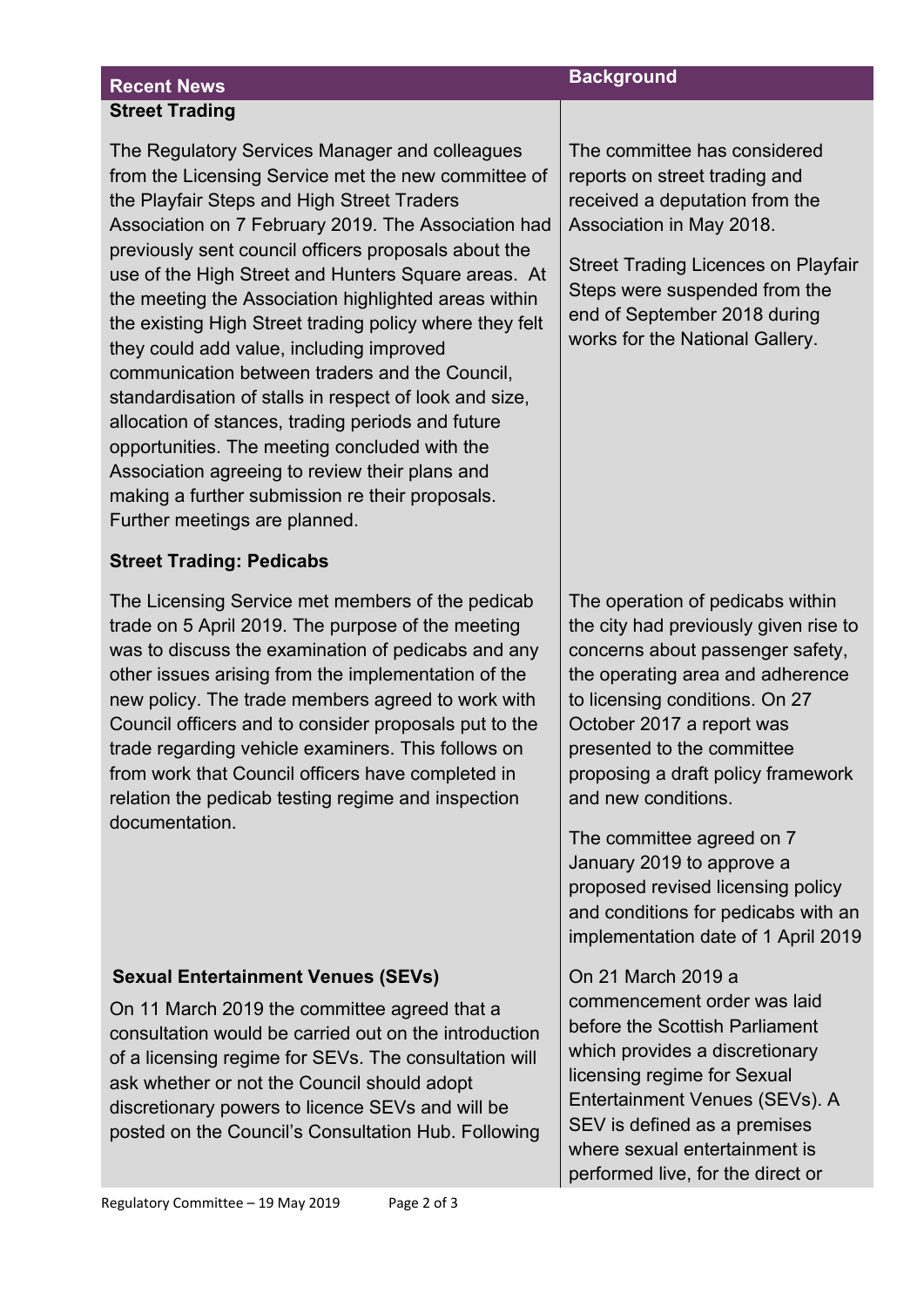| Recent News | Background |
|---|---|
| **Street Trading**<br><br>The Regulatory Services Manager and colleagues from the Licensing Service met the new committee of the Playfair Steps and High Street Traders Association on 7 February 2019. The Association had previously sent council officers proposals about the use of the High Street and Hunters Square areas. At the meeting the Association highlighted areas within the existing High Street trading policy where they felt they could add value, including improved communication between traders and the Council, standardisation of stalls in respect of look and size, allocation of stances, trading periods and future opportunities. The meeting concluded with the Association agreeing to review their plans and making a further submission re their proposals. Further meetings are planned. | The committee has considered reports on street trading and received a deputation from the Association in May 2018.<br><br>Street Trading Licences on Playfair Steps were suspended from the end of September 2018 during works for the National Gallery. |
| **Street Trading: Pedicabs**<br><br>The Licensing Service met members of the pedicab trade on 5 April 2019. The purpose of the meeting was to discuss the examination of pedicabs and any other issues arising from the implementation of the new policy. The trade members agreed to work with Council officers and to consider proposals put to the trade regarding vehicle examiners. This follows on from work that Council officers have completed in relation the pedicab testing regime and inspection documentation. | The operation of pedicabs within the city had previously given rise to concerns about passenger safety, the operating area and adherence to licensing conditions. On 27 October 2017 a report was presented to the committee proposing a draft policy framework and new conditions.<br><br>The committee agreed on 7 January 2019 to approve a proposed revised licensing policy and conditions for pedicabs with an implementation date of 1 April 2019 |
| **Sexual Entertainment Venues (SEVs)**<br><br>On 11 March 2019 the committee agreed that a consultation would be carried out on the introduction of a licensing regime for SEVs. The consultation will ask whether or not the Council should adopt discretionary powers to licence SEVs and will be posted on the Council's Consultation Hub. Following | On 21 March 2019 a commencement order was laid before the Scottish Parliament which provides a discretionary licensing regime for Sexual Entertainment Venues (SEVs). A SEV is defined as a premises where sexual entertainment is performed live, for the direct or |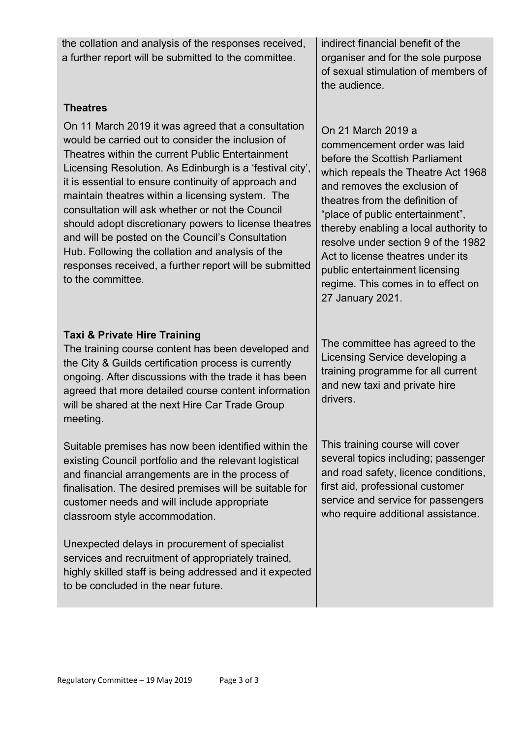| | |
|---|---|
| the collation and analysis of the responses received, a further report will be submitted to the committee. | indirect financial benefit of the organiser and for the sole purpose of sexual stimulation of members of the audience. |
| **Theatres**<br><br>On 11 March 2019 it was agreed that a consultation would be carried out to consider the inclusion of Theatres within the current Public Entertainment Licensing Resolution. As Edinburgh is a 'festival city', it is essential to ensure continuity of approach and maintain theatres within a licensing system. The consultation will ask whether or not the Council should adopt discretionary powers to license theatres and will be posted on the Council's Consultation Hub. Following the collation and analysis of the responses received, a further report will be submitted to the committee. | On 21 March 2019 a commencement order was laid before the Scottish Parliament which repeals the Theatre Act 1968 and removes the exclusion of theatres from the definition of "place of public entertainment", thereby enabling a local authority to resolve under section 9 of the 1982 Act to license theatres under its public entertainment licensing regime. This comes in to effect on 27 January 2021. |
| **Taxi & Private Hire Training**<br>The training course content has been developed and the City & Guilds certification process is currently ongoing. After discussions with the trade it has been agreed that more detailed course content information will be shared at the next Hire Car Trade Group meeting.<br><br>Suitable premises has now been identified within the existing Council portfolio and the relevant logistical and financial arrangements are in the process of finalisation. The desired premises will be suitable for customer needs and will include appropriate classroom style accommodation.<br><br>Unexpected delays in procurement of specialist services and recruitment of appropriately trained, highly skilled staff is being addressed and it expected to be concluded in the near future. | The committee has agreed to the Licensing Service developing a training programme for all current and new taxi and private hire drivers.<br><br>This training course will cover several topics including; passenger and road safety, licence conditions, first aid, professional customer service and service for passengers who require additional assistance. |